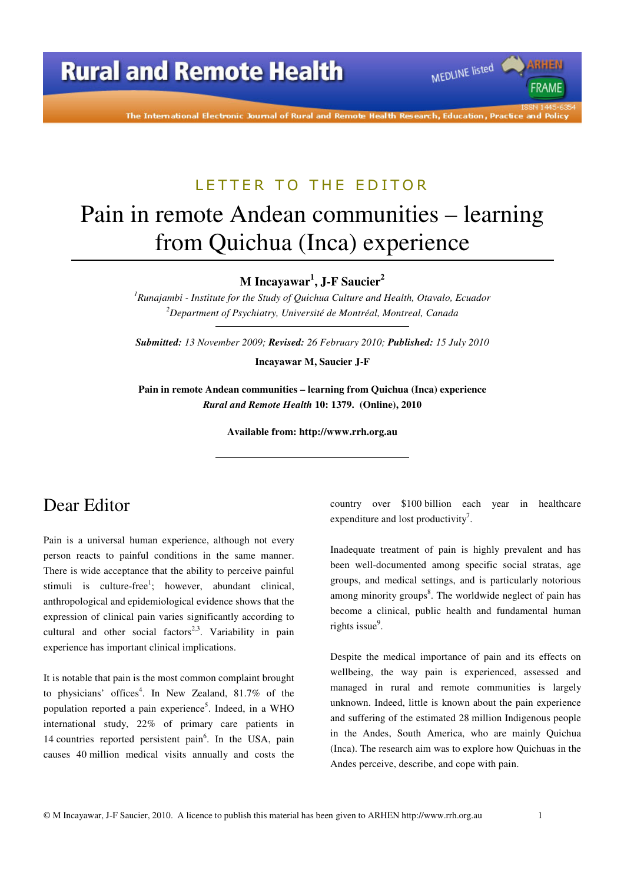LETTER TO THE EDITOR

# Pain in remote Andean communities – learning from Quichua (Inca) experience

**M Incayawar[1], J-F Saucier[2]**

*[1]Runajambi - Institute for the Study of Quichua Culture and Health, Otavalo, Ecuador*
*[2]Department of Psychiatry, Université de Montréal, Montreal, Canada*

***Submitted:*** *13 November 2009;* ***Revised:*** *26 February 2010;* ***Published:*** *15 July 2010*

**Incayawar M, Saucier J-F**

**Pain in remote Andean communities – learning from Quichua (Inca) experience**
***Rural and Remote Health*** **10: 1379. (Online), 2010**

**Available from: http://www.rrh.org.au**

## Dear Editor

Pain is a universal human experience, although not every person reacts to painful conditions in the same manner. There is wide acceptance that the ability to perceive painful stimuli is culture-free[1]; however, abundant clinical, anthropological and epidemiological evidence shows that the expression of clinical pain varies significantly according to cultural and other social factors[2,3]. Variability in pain experience has important clinical implications.

It is notable that pain is the most common complaint brought to physicians' offices[4]. In New Zealand, 81.7% of the population reported a pain experience[5]. Indeed, in a WHO international study, 22% of primary care patients in 14 countries reported persistent pain[6]. In the USA, pain causes 40 million medical visits annually and costs the country over $100 billion each year in healthcare expenditure and lost productivity[7].

Inadequate treatment of pain is highly prevalent and has been well-documented among specific social stratas, age groups, and medical settings, and is particularly notorious among minority groups[8]. The worldwide neglect of pain has become a clinical, public health and fundamental human rights issue[9].

Despite the medical importance of pain and its effects on wellbeing, the way pain is experienced, assessed and managed in rural and remote communities is largely unknown. Indeed, little is known about the pain experience and suffering of the estimated 28 million Indigenous people in the Andes, South America, who are mainly Quichua (Inca). The research aim was to explore how Quichuas in the Andes perceive, describe, and cope with pain.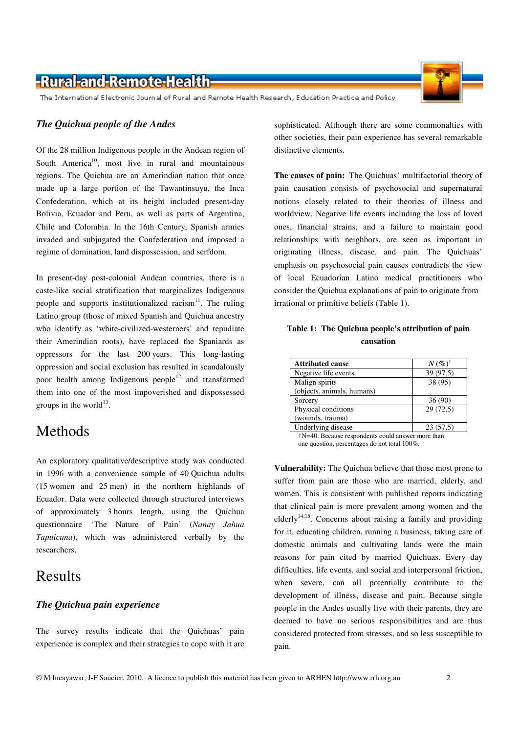### *The Quichua people of the Andes*

Of the 28 million Indigenous people in the Andean region of South America[10], most live in rural and mountainous regions. The Quichua are an Amerindian nation that once made up a large portion of the Tawantinsuyu, the Inca Confederation, which at its height included present-day Bolivia, Ecuador and Peru, as well as parts of Argentina, Chile and Colombia. In the 16th Century, Spanish armies invaded and subjugated the Confederation and imposed a regime of domination, land dispossession, and serfdom.

In present-day post-colonial Andean countries, there is a caste-like social stratification that marginalizes Indigenous people and supports institutionalized racism[11]. The ruling Latino group (those of mixed Spanish and Quichua ancestry who identify as 'white-civilized-westerners' and repudiate their Amerindian roots), have replaced the Spaniards as oppressors for the last 200 years. This long-lasting oppression and social exclusion has resulted in scandalously poor health among Indigenous people[12] and transformed them into one of the most impoverished and dispossessed groups in the world[13].

# Methods

An exploratory qualitative/descriptive study was conducted in 1996 with a convenience sample of 40 Quichua adults (15 women and 25 men) in the northern highlands of Ecuador. Data were collected through structured interviews of approximately 3 hours length, using the Quichua questionnaire 'The Nature of Pain' (*Nanay Jahua Tapuicuna*), which was administered verbally by the researchers.

# Results

### *The Quichua pain experience*

The survey results indicate that the Quichuas' pain experience is complex and their strategies to cope with it are sophisticated. Although there are some commonalties with other societies, their pain experience has several remarkable distinctive elements.

**The causes of pain:** The Quichuas' multifactorial theory of pain causation consists of psychosocial and supernatural notions closely related to their theories of illness and worldview. Negative life events including the loss of loved ones, financial strains, and a failure to maintain good relationships with neighbors, are seen as important in originating illness, disease, and pain. The Quichuas' emphasis on psychosocial pain causes contradicts the view of local Ecuadorian Latino medical practitioners who consider the Quichua explanations of pain to originate from irrational or primitive beliefs (Table 1).

**Table 1: The Quichua people's attribution of pain causation**

| Attributed cause | *N* (%)† |
|---|---|
| Negative life events | 39 (97.5) |
| Malign spirits (objects, animals, humans) | 38 (95) |
| Sorcery | 36 (90) |
| Physical conditions (wounds, trauma) | 29 (72.5) |
| Underlying disease | 23 (57.5) |

†N=40. Because respondents could answer more than one question, percentages do not total 100%.

**Vulnerability:** The Quichua believe that those most prone to suffer from pain are those who are married, elderly, and women. This is consistent with published reports indicating that clinical pain is more prevalent among women and the elderly[14,15]. Concerns about raising a family and providing for it, educating children, running a business, taking care of domestic animals and cultivating lands were the main reasons for pain cited by married Quichuas. Every day difficulties, life events, and social and interpersonal friction, when severe, can all potentially contribute to the development of illness, disease and pain. Because single people in the Andes usually live with their parents, they are deemed to have no serious responsibilities and are thus considered protected from stresses, and so less susceptible to pain.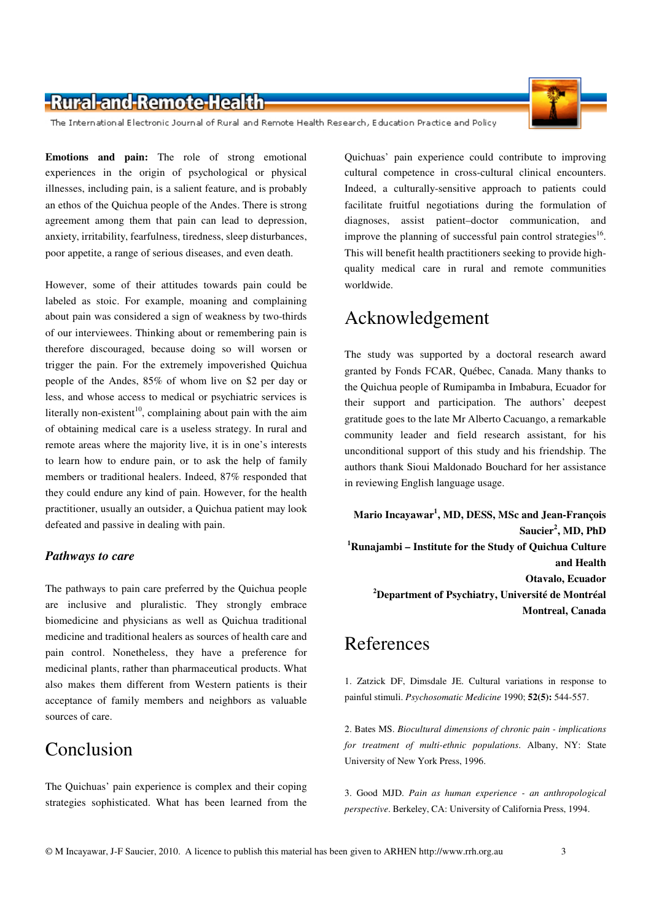**Emotions and pain:** The role of strong emotional experiences in the origin of psychological or physical illnesses, including pain, is a salient feature, and is probably an ethos of the Quichua people of the Andes. There is strong agreement among them that pain can lead to depression, anxiety, irritability, fearfulness, tiredness, sleep disturbances, poor appetite, a range of serious diseases, and even death.

However, some of their attitudes towards pain could be labeled as stoic. For example, moaning and complaining about pain was considered a sign of weakness by two-thirds of our interviewees. Thinking about or remembering pain is therefore discouraged, because doing so will worsen or trigger the pain. For the extremely impoverished Quichua people of the Andes, 85% of whom live on $2 per day or less, and whose access to medical or psychiatric services is literally non-existent[10], complaining about pain with the aim of obtaining medical care is a useless strategy. In rural and remote areas where the majority live, it is in one's interests to learn how to endure pain, or to ask the help of family members or traditional healers. Indeed, 87% responded that they could endure any kind of pain. However, for the health practitioner, usually an outsider, a Quichua patient may look defeated and passive in dealing with pain.

### *Pathways to care*

The pathways to pain care preferred by the Quichua people are inclusive and pluralistic. They strongly embrace biomedicine and physicians as well as Quichua traditional medicine and traditional healers as sources of health care and pain control. Nonetheless, they have a preference for medicinal plants, rather than pharmaceutical products. What also makes them different from Western patients is their acceptance of family members and neighbors as valuable sources of care.

## Conclusion

The Quichuas' pain experience is complex and their coping strategies sophisticated. What has been learned from the Quichuas' pain experience could contribute to improving cultural competence in cross-cultural clinical encounters. Indeed, a culturally-sensitive approach to patients could facilitate fruitful negotiations during the formulation of diagnoses, assist patient–doctor communication, and improve the planning of successful pain control strategies[16]. This will benefit health practitioners seeking to provide high-quality medical care in rural and remote communities worldwide.

## Acknowledgement

The study was supported by a doctoral research award granted by Fonds FCAR, Québec, Canada. Many thanks to the Quichua people of Rumipamba in Imbabura, Ecuador for their support and participation. The authors' deepest gratitude goes to the late Mr Alberto Cacuango, a remarkable community leader and field research assistant, for his unconditional support of this study and his friendship. The authors thank Sioui Maldonado Bouchard for her assistance in reviewing English language usage.

**Mario Incayawar[1], MD, DESS, MSc and Jean-François Saucier[2], MD, PhD**
**[1]Runajambi – Institute for the Study of Quichua Culture and Health**
**Otavalo, Ecuador**
**[2]Department of Psychiatry, Université de Montréal**
**Montreal, Canada**

## References

1. Zatzick DF, Dimsdale JE. Cultural variations in response to painful stimuli. *Psychosomatic Medicine* 1990; **52(5):** 544-557.

2. Bates MS. *Biocultural dimensions of chronic pain - implications for treatment of multi-ethnic populations.* Albany, NY: State University of New York Press, 1996.

3. Good MJD. *Pain as human experience - an anthropological perspective*. Berkeley, CA: University of California Press, 1994.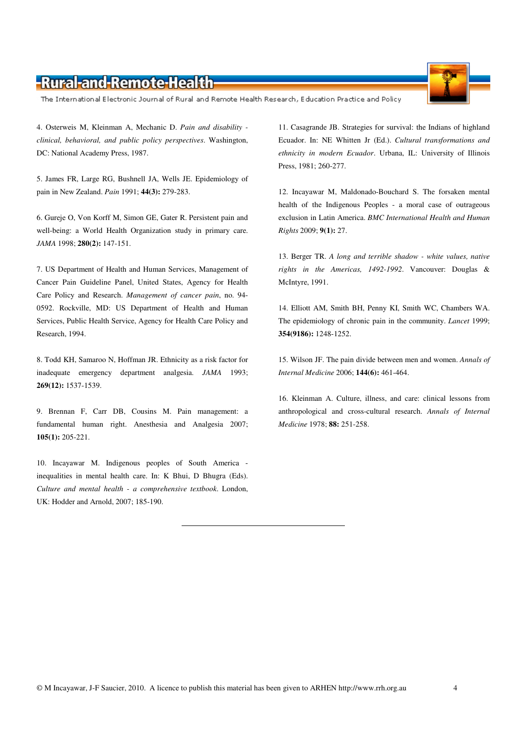4. Osterweis M, Kleinman A, Mechanic D. *Pain and disability - clinical, behavioral, and public policy perspectives*. Washington, DC: National Academy Press, 1987.

5. James FR, Large RG, Bushnell JA, Wells JE. Epidemiology of pain in New Zealand. *Pain* 1991; **44(3):** 279-283.

6. Gureje O, Von Korff M, Simon GE, Gater R. Persistent pain and well-being: a World Health Organization study in primary care. *JAMA* 1998; **280(2):** 147-151.

7. US Department of Health and Human Services, Management of Cancer Pain Guideline Panel, United States, Agency for Health Care Policy and Research. *Management of cancer pain*, no. 94-0592. Rockville, MD: US Department of Health and Human Services, Public Health Service, Agency for Health Care Policy and Research, 1994.

8. Todd KH, Samaroo N, Hoffman JR. Ethnicity as a risk factor for inadequate emergency department analgesia. *JAMA* 1993; **269(12):** 1537-1539.

9. Brennan F, Carr DB, Cousins M. Pain management: a fundamental human right. Anesthesia and Analgesia 2007; **105(1):** 205-221.

10. Incayawar M. Indigenous peoples of South America - inequalities in mental health care. In: K Bhui, D Bhugra (Eds). *Culture and mental health - a comprehensive textbook*. London, UK: Hodder and Arnold, 2007; 185-190.

11. Casagrande JB. Strategies for survival: the Indians of highland Ecuador. In: NE Whitten Jr (Ed.). *Cultural transformations and ethnicity in modern Ecuador*. Urbana, IL: University of Illinois Press, 1981; 260-277.

12. Incayawar M, Maldonado-Bouchard S. The forsaken mental health of the Indigenous Peoples - a moral case of outrageous exclusion in Latin America. *BMC International Health and Human Rights* 2009; **9(1):** 27.

13. Berger TR. *A long and terrible shadow - white values, native rights in the Americas, 1492-1992*. Vancouver: Douglas & McIntyre, 1991.

14. Elliott AM, Smith BH, Penny KI, Smith WC, Chambers WA. The epidemiology of chronic pain in the community. *Lancet* 1999; **354(9186):** 1248-1252.

15. Wilson JF. The pain divide between men and women. *Annals of Internal Medicine* 2006; **144(6):** 461-464.

16. Kleinman A. Culture, illness, and care: clinical lessons from anthropological and cross-cultural research. *Annals of Internal Medicine* 1978; **88:** 251-258.

---

© M Incayawar, J-F Saucier, 2010. A licence to publish this material has been given to ARHEN http://www.rrh.org.au